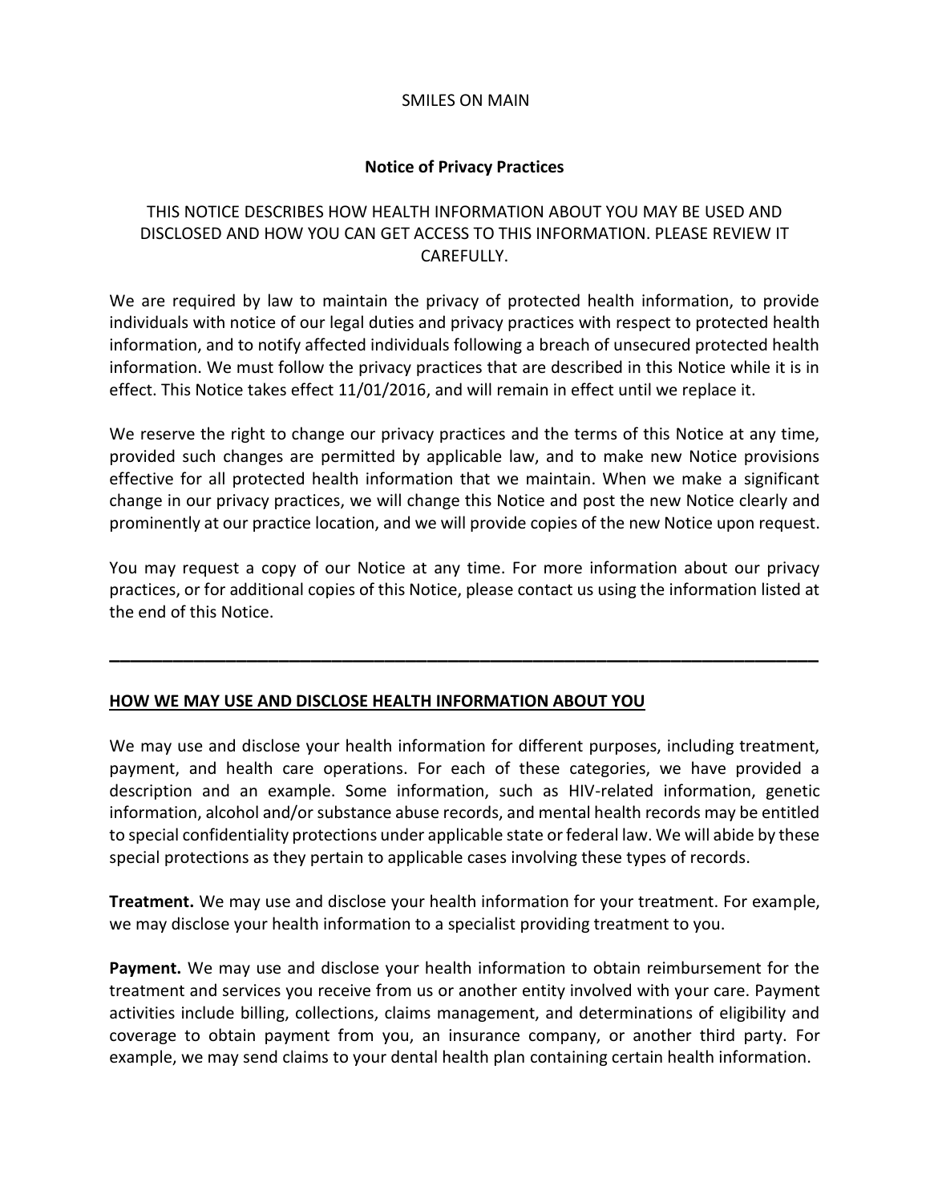SMILES ON MAIN

# Notice of Privacy Practices

THIS NOTICE DESCRIBES HOW HEALTH INFORMATION ABOUT YOU MAY BE USED AND DISCLOSED AND HOW YOU CAN GET ACCESS TO THIS INFORMATION. PLEASE REVIEW IT CAREFULLY.

We are required by law to maintain the privacy of protected health information, to provide individuals with notice of our legal duties and privacy practices with respect to protected health information, and to notify affected individuals following a breach of unsecured protected health information. We must follow the privacy practices that are described in this Notice while it is in effect. This Notice takes effect 11/01/2016, and will remain in effect until we replace it.

We reserve the right to change our privacy practices and the terms of this Notice at any time, provided such changes are permitted by applicable law, and to make new Notice provisions effective for all protected health information that we maintain. When we make a significant change in our privacy practices, we will change this Notice and post the new Notice clearly and prominently at our practice location, and we will provide copies of the new Notice upon request.

You may request a copy of our Notice at any time. For more information about our privacy practices, or for additional copies of this Notice, please contact us using the information listed at the end of this Notice.

---

## HOW WE MAY USE AND DISCLOSE HEALTH INFORMATION ABOUT YOU

We may use and disclose your health information for different purposes, including treatment, payment, and health care operations. For each of these categories, we have provided a description and an example. Some information, such as HIV-related information, genetic information, alcohol and/or substance abuse records, and mental health records may be entitled to special confidentiality protections under applicable state or federal law. We will abide by these special protections as they pertain to applicable cases involving these types of records.

**Treatment.** We may use and disclose your health information for your treatment. For example, we may disclose your health information to a specialist providing treatment to you.

**Payment.** We may use and disclose your health information to obtain reimbursement for the treatment and services you receive from us or another entity involved with your care. Payment activities include billing, collections, claims management, and determinations of eligibility and coverage to obtain payment from you, an insurance company, or another third party. For example, we may send claims to your dental health plan containing certain health information.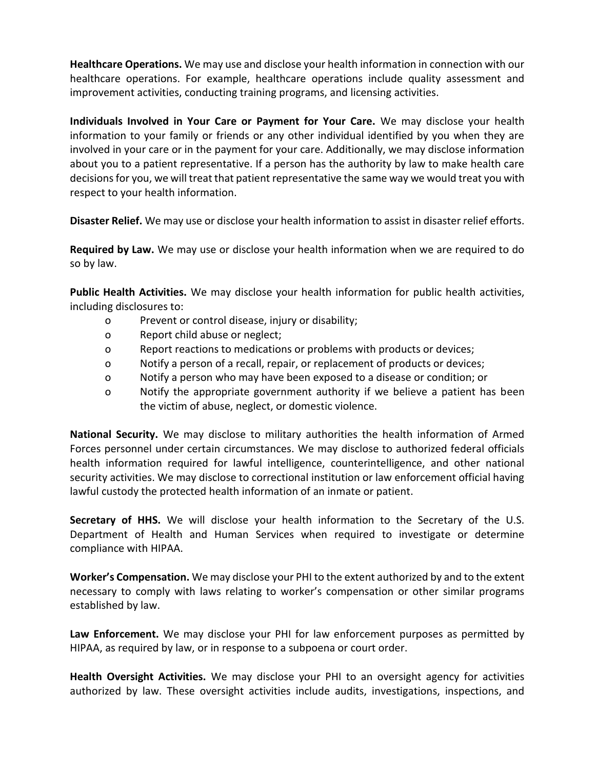**Healthcare Operations.** We may use and disclose your health information in connection with our healthcare operations. For example, healthcare operations include quality assessment and improvement activities, conducting training programs, and licensing activities.

**Individuals Involved in Your Care or Payment for Your Care.** We may disclose your health information to your family or friends or any other individual identified by you when they are involved in your care or in the payment for your care. Additionally, we may disclose information about you to a patient representative. If a person has the authority by law to make health care decisions for you, we will treat that patient representative the same way we would treat you with respect to your health information.

**Disaster Relief.** We may use or disclose your health information to assist in disaster relief efforts.

**Required by Law.** We may use or disclose your health information when we are required to do so by law.

**Public Health Activities.** We may disclose your health information for public health activities, including disclosures to:

- Prevent or control disease, injury or disability;
- Report child abuse or neglect;
- Report reactions to medications or problems with products or devices;
- Notify a person of a recall, repair, or replacement of products or devices;
- Notify a person who may have been exposed to a disease or condition; or
- Notify the appropriate government authority if we believe a patient has been the victim of abuse, neglect, or domestic violence.

**National Security.** We may disclose to military authorities the health information of Armed Forces personnel under certain circumstances. We may disclose to authorized federal officials health information required for lawful intelligence, counterintelligence, and other national security activities. We may disclose to correctional institution or law enforcement official having lawful custody the protected health information of an inmate or patient.

**Secretary of HHS.** We will disclose your health information to the Secretary of the U.S. Department of Health and Human Services when required to investigate or determine compliance with HIPAA.

**Worker's Compensation.** We may disclose your PHI to the extent authorized by and to the extent necessary to comply with laws relating to worker's compensation or other similar programs established by law.

**Law Enforcement.** We may disclose your PHI for law enforcement purposes as permitted by HIPAA, as required by law, or in response to a subpoena or court order.

**Health Oversight Activities.** We may disclose your PHI to an oversight agency for activities authorized by law. These oversight activities include audits, investigations, inspections, and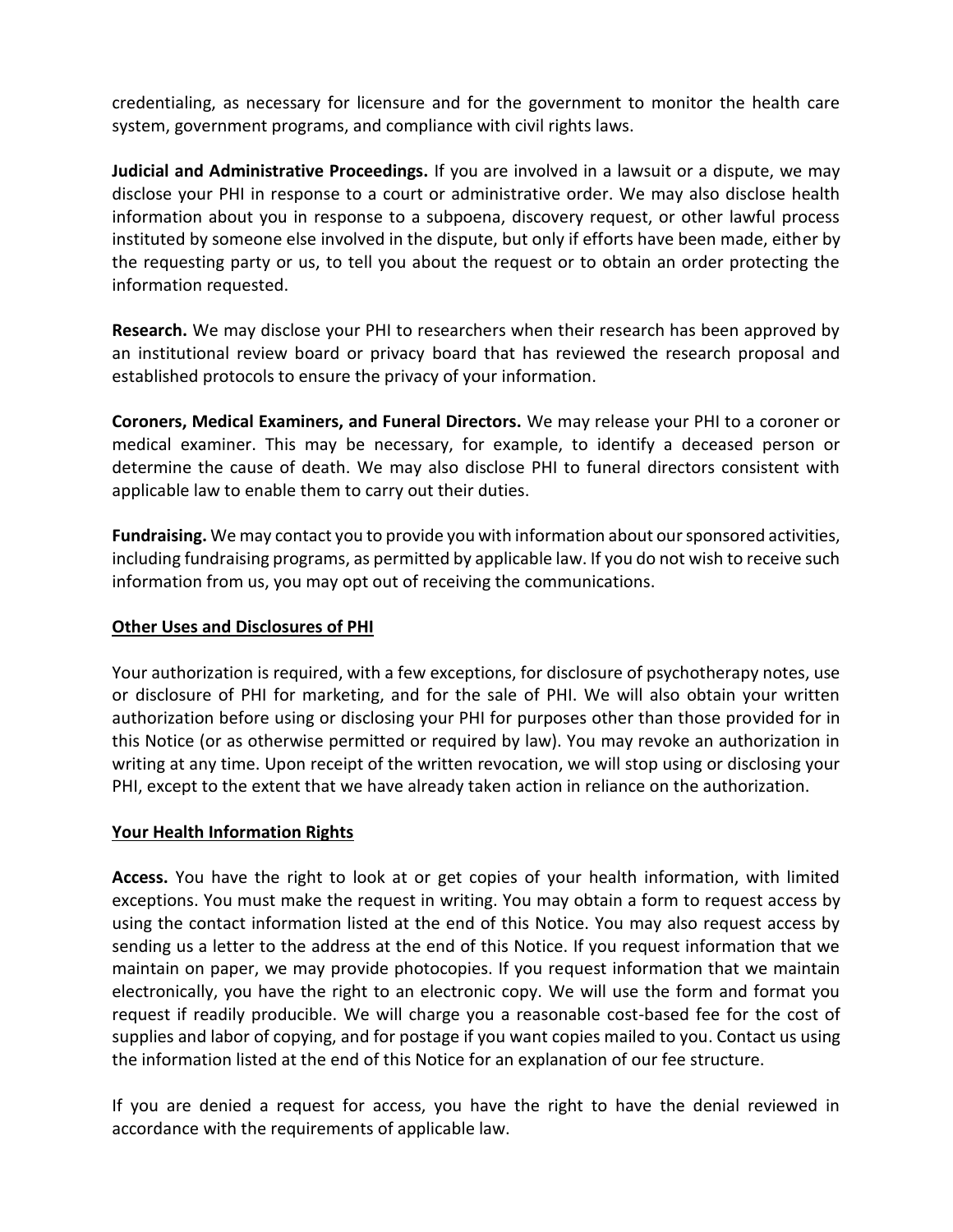credentialing, as necessary for licensure and for the government to monitor the health care system, government programs, and compliance with civil rights laws.

**Judicial and Administrative Proceedings.** If you are involved in a lawsuit or a dispute, we may disclose your PHI in response to a court or administrative order. We may also disclose health information about you in response to a subpoena, discovery request, or other lawful process instituted by someone else involved in the dispute, but only if efforts have been made, either by the requesting party or us, to tell you about the request or to obtain an order protecting the information requested.

**Research.** We may disclose your PHI to researchers when their research has been approved by an institutional review board or privacy board that has reviewed the research proposal and established protocols to ensure the privacy of your information.

**Coroners, Medical Examiners, and Funeral Directors.** We may release your PHI to a coroner or medical examiner. This may be necessary, for example, to identify a deceased person or determine the cause of death. We may also disclose PHI to funeral directors consistent with applicable law to enable them to carry out their duties.

**Fundraising.** We may contact you to provide you with information about our sponsored activities, including fundraising programs, as permitted by applicable law. If you do not wish to receive such information from us, you may opt out of receiving the communications.

## Other Uses and Disclosures of PHI

Your authorization is required, with a few exceptions, for disclosure of psychotherapy notes, use or disclosure of PHI for marketing, and for the sale of PHI. We will also obtain your written authorization before using or disclosing your PHI for purposes other than those provided for in this Notice (or as otherwise permitted or required by law). You may revoke an authorization in writing at any time. Upon receipt of the written revocation, we will stop using or disclosing your PHI, except to the extent that we have already taken action in reliance on the authorization.

## Your Health Information Rights

**Access.** You have the right to look at or get copies of your health information, with limited exceptions. You must make the request in writing. You may obtain a form to request access by using the contact information listed at the end of this Notice. You may also request access by sending us a letter to the address at the end of this Notice. If you request information that we maintain on paper, we may provide photocopies. If you request information that we maintain electronically, you have the right to an electronic copy. We will use the form and format you request if readily producible. We will charge you a reasonable cost-based fee for the cost of supplies and labor of copying, and for postage if you want copies mailed to you. Contact us using the information listed at the end of this Notice for an explanation of our fee structure.

If you are denied a request for access, you have the right to have the denial reviewed in accordance with the requirements of applicable law.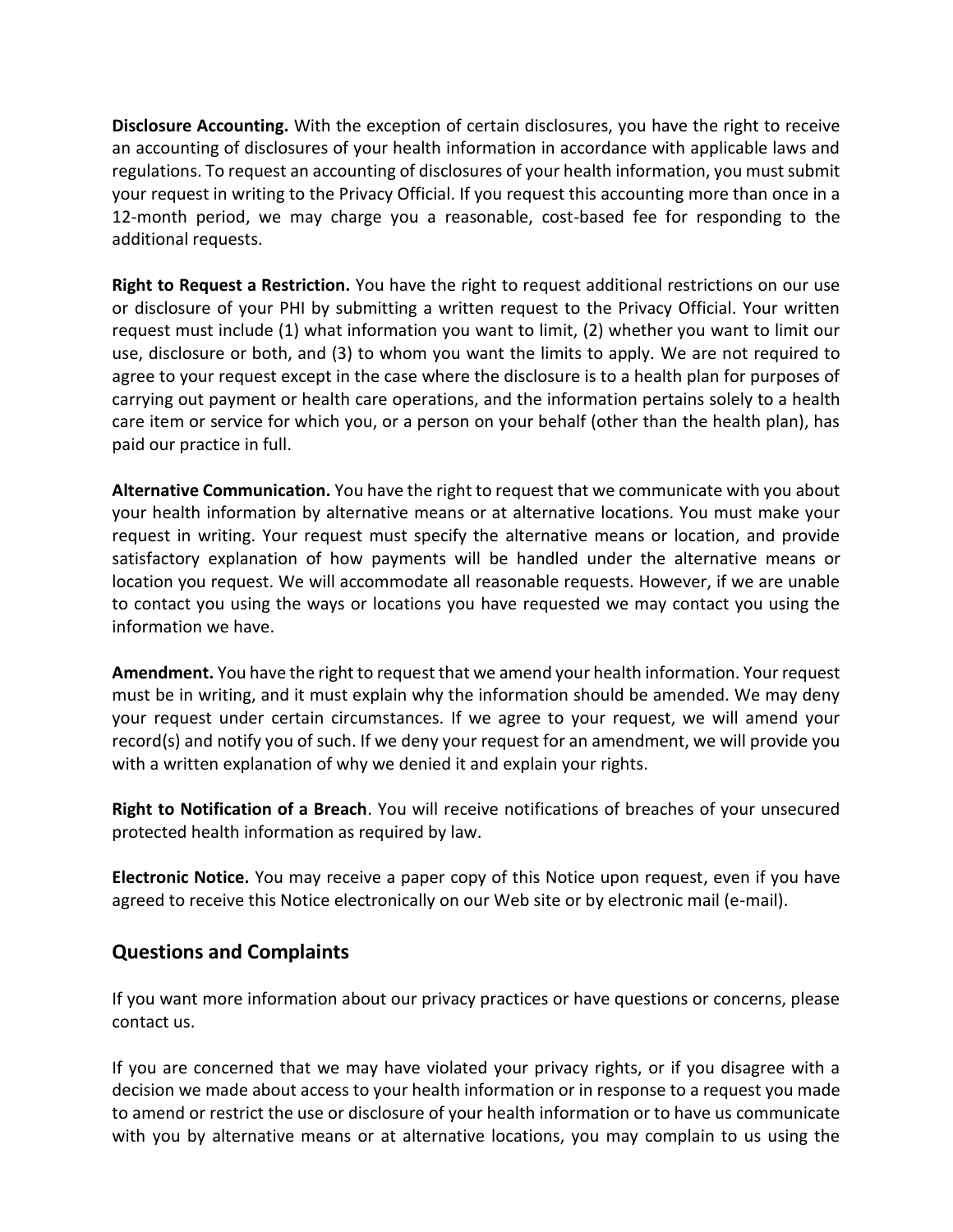**Disclosure Accounting.** With the exception of certain disclosures, you have the right to receive an accounting of disclosures of your health information in accordance with applicable laws and regulations. To request an accounting of disclosures of your health information, you must submit your request in writing to the Privacy Official. If you request this accounting more than once in a 12-month period, we may charge you a reasonable, cost-based fee for responding to the additional requests.

**Right to Request a Restriction.** You have the right to request additional restrictions on our use or disclosure of your PHI by submitting a written request to the Privacy Official. Your written request must include (1) what information you want to limit, (2) whether you want to limit our use, disclosure or both, and (3) to whom you want the limits to apply. We are not required to agree to your request except in the case where the disclosure is to a health plan for purposes of carrying out payment or health care operations, and the information pertains solely to a health care item or service for which you, or a person on your behalf (other than the health plan), has paid our practice in full.

**Alternative Communication.** You have the right to request that we communicate with you about your health information by alternative means or at alternative locations. You must make your request in writing. Your request must specify the alternative means or location, and provide satisfactory explanation of how payments will be handled under the alternative means or location you request. We will accommodate all reasonable requests. However, if we are unable to contact you using the ways or locations you have requested we may contact you using the information we have.

**Amendment.** You have the right to request that we amend your health information. Your request must be in writing, and it must explain why the information should be amended. We may deny your request under certain circumstances. If we agree to your request, we will amend your record(s) and notify you of such. If we deny your request for an amendment, we will provide you with a written explanation of why we denied it and explain your rights.

**Right to Notification of a Breach**. You will receive notifications of breaches of your unsecured protected health information as required by law.

**Electronic Notice.** You may receive a paper copy of this Notice upon request, even if you have agreed to receive this Notice electronically on our Web site or by electronic mail (e-mail).

## Questions and Complaints

If you want more information about our privacy practices or have questions or concerns, please contact us.

If you are concerned that we may have violated your privacy rights, or if you disagree with a decision we made about access to your health information or in response to a request you made to amend or restrict the use or disclosure of your health information or to have us communicate with you by alternative means or at alternative locations, you may complain to us using the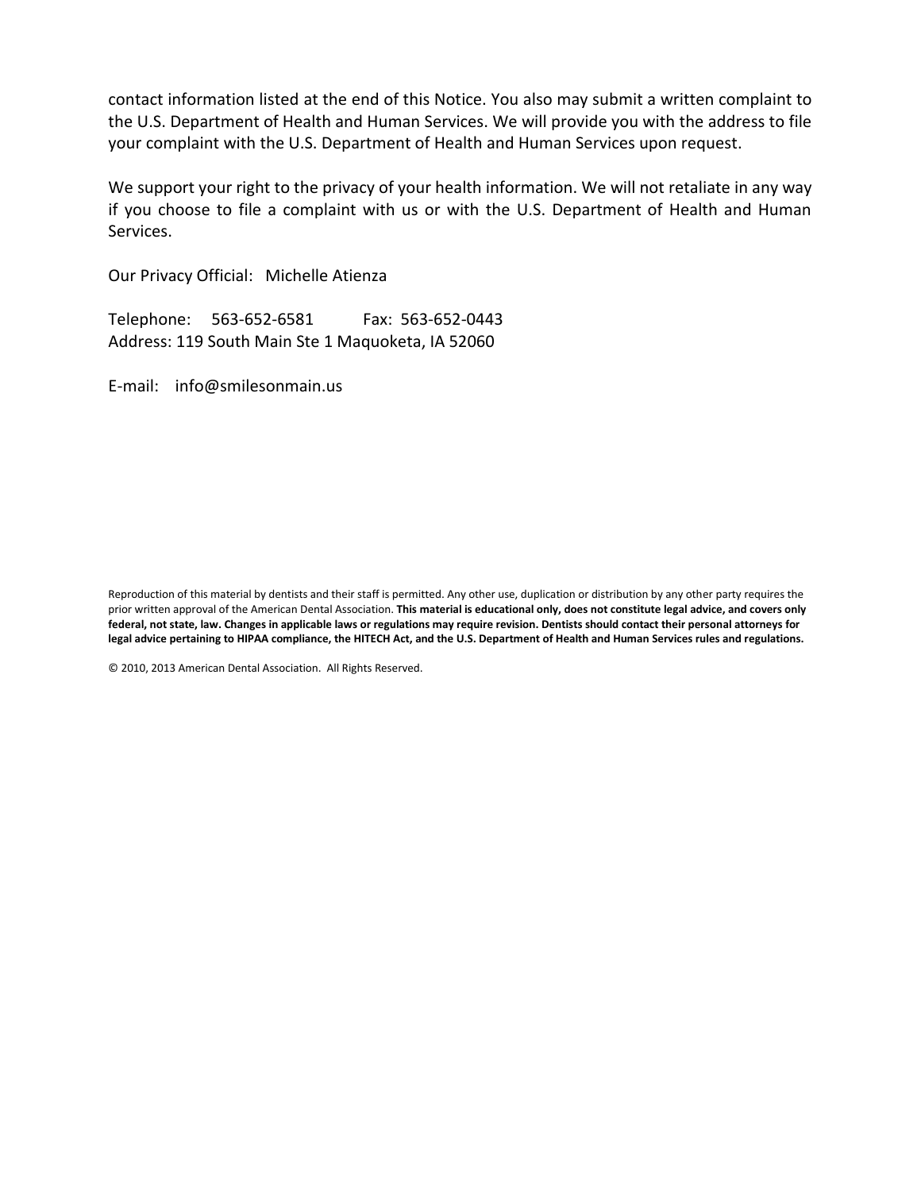contact information listed at the end of this Notice. You also may submit a written complaint to the U.S. Department of Health and Human Services. We will provide you with the address to file your complaint with the U.S. Department of Health and Human Services upon request.

We support your right to the privacy of your health information. We will not retaliate in any way if you choose to file a complaint with us or with the U.S. Department of Health and Human Services.

Our Privacy Official: Michelle Atienza

Telephone: 563-652-6581 Fax: 563-652-0443
Address: 119 South Main Ste 1 Maquoketa, IA 52060

E-mail: info@smilesonmain.us

Reproduction of this material by dentists and their staff is permitted. Any other use, duplication or distribution by any other party requires the prior written approval of the American Dental Association. **This material is educational only, does not constitute legal advice, and covers only federal, not state, law. Changes in applicable laws or regulations may require revision. Dentists should contact their personal attorneys for legal advice pertaining to HIPAA compliance, the HITECH Act, and the U.S. Department of Health and Human Services rules and regulations.**

© 2010, 2013 American Dental Association. All Rights Reserved.